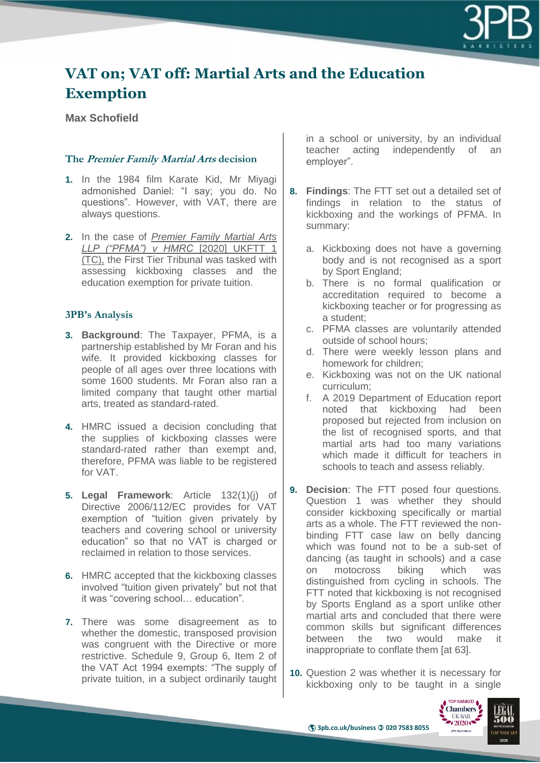# VAT on; VAT off: Martial Arts and the Education Exemption

**Max Schofield**

### The *Premier Family Martial Arts* decision

1. In the 1984 film Karate Kid, Mr Miyagi admonished Daniel: "I say; you do. No questions". However, with VAT, there are always questions.

2. In the case of *Premier Family Martial Arts LLP ("PFMA") v HMRC* [2020] UKFTT 1 (TC), the First Tier Tribunal was tasked with assessing kickboxing classes and the education exemption for private tuition.

### 3PB's Analysis

3. **Background**: The Taxpayer, PFMA, is a partnership established by Mr Foran and his wife. It provided kickboxing classes for people of all ages over three locations with some 1600 students. Mr Foran also ran a limited company that taught other martial arts, treated as standard-rated.

4. HMRC issued a decision concluding that the supplies of kickboxing classes were standard-rated rather than exempt and, therefore, PFMA was liable to be registered for VAT.

5. **Legal Framework**: Article 132(1)(j) of Directive 2006/112/EC provides for VAT exemption of "tuition given privately by teachers and covering school or university education" so that no VAT is charged or reclaimed in relation to those services.

6. HMRC accepted that the kickboxing classes involved "tuition given privately" but not that it was "covering school… education".

7. There was some disagreement as to whether the domestic, transposed provision was congruent with the Directive or more restrictive. Schedule 9, Group 6, Item 2 of the VAT Act 1994 exempts: "The supply of private tuition, in a subject ordinarily taught in a school or university, by an individual teacher acting independently of an employer".

8. **Findings**: The FTT set out a detailed set of findings in relation to the status of kickboxing and the workings of PFMA. In summary:

    a. Kickboxing does not have a governing body and is not recognised as a sport by Sport England;
    b. There is no formal qualification or accreditation required to become a kickboxing teacher or for progressing as a student;
    c. PFMA classes are voluntarily attended outside of school hours;
    d. There were weekly lesson plans and homework for children;
    e. Kickboxing was not on the UK national curriculum;
    f. A 2019 Department of Education report noted that kickboxing had been proposed but rejected from inclusion on the list of recognised sports, and that martial arts had too many variations which made it difficult for teachers in schools to teach and assess reliably.

9. **Decision**: The FTT posed four questions. Question 1 was whether they should consider kickboxing specifically or martial arts as a whole. The FTT reviewed the non-binding FTT case law on belly dancing which was found not to be a sub-set of dancing (as taught in schools) and a case on motocross biking which was distinguished from cycling in schools. The FTT noted that kickboxing is not recognised by Sports England as a sport unlike other martial arts and concluded that there were common skills but significant differences between the two would make it inappropriate to conflate them [at 63].

10. Question 2 was whether it is necessary for kickboxing only to be taught in a single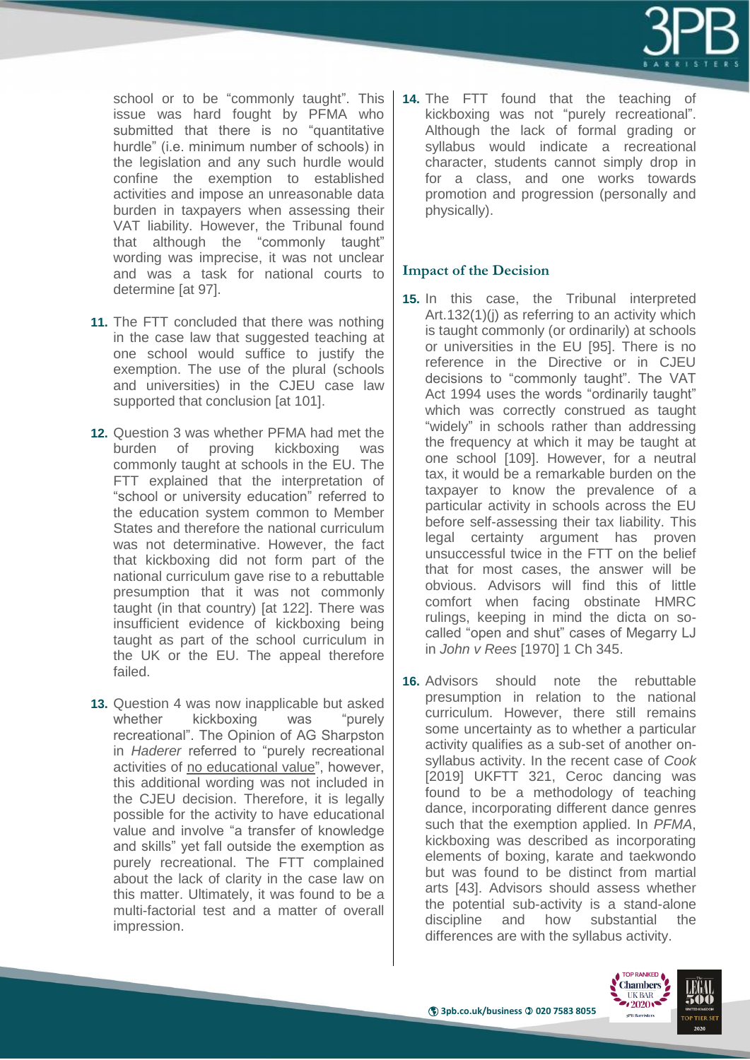school or to be "commonly taught". This issue was hard fought by PFMA who submitted that there is no "quantitative hurdle" (i.e. minimum number of schools) in the legislation and any such hurdle would confine the exemption to established activities and impose an unreasonable data burden in taxpayers when assessing their VAT liability. However, the Tribunal found that although the "commonly taught" wording was imprecise, it was not unclear and was a task for national courts to determine [at 97].

**11.** The FTT concluded that there was nothing in the case law that suggested teaching at one school would suffice to justify the exemption. The use of the plural (schools and universities) in the CJEU case law supported that conclusion [at 101].

**12.** Question 3 was whether PFMA had met the burden of proving kickboxing was commonly taught at schools in the EU. The FTT explained that the interpretation of "school or university education" referred to the education system common to Member States and therefore the national curriculum was not determinative. However, the fact that kickboxing did not form part of the national curriculum gave rise to a rebuttable presumption that it was not commonly taught (in that country) [at 122]. There was insufficient evidence of kickboxing being taught as part of the school curriculum in the UK or the EU. The appeal therefore failed.

**13.** Question 4 was now inapplicable but asked whether kickboxing was "purely recreational". The Opinion of AG Sharpston in *Haderer* referred to "purely recreational activities of no educational value", however, this additional wording was not included in the CJEU decision. Therefore, it is legally possible for the activity to have educational value and involve "a transfer of knowledge and skills" yet fall outside the exemption as purely recreational. The FTT complained about the lack of clarity in the case law on this matter. Ultimately, it was found to be a multi-factorial test and a matter of overall impression.

**14.** The FTT found that the teaching of kickboxing was not "purely recreational". Although the lack of formal grading or syllabus would indicate a recreational character, students cannot simply drop in for a class, and one works towards promotion and progression (personally and physically).

### Impact of the Decision

**15.** In this case, the Tribunal interpreted Art.132(1)(j) as referring to an activity which is taught commonly (or ordinarily) at schools or universities in the EU [95]. There is no reference in the Directive or in CJEU decisions to "commonly taught". The VAT Act 1994 uses the words "ordinarily taught" which was correctly construed as taught "widely" in schools rather than addressing the frequency at which it may be taught at one school [109]. However, for a neutral tax, it would be a remarkable burden on the taxpayer to know the prevalence of a particular activity in schools across the EU before self-assessing their tax liability. This legal certainty argument has proven unsuccessful twice in the FTT on the belief that for most cases, the answer will be obvious. Advisors will find this of little comfort when facing obstinate HMRC rulings, keeping in mind the dicta on so-called "open and shut" cases of Megarry LJ in *John v Rees* [1970] 1 Ch 345.

**16.** Advisors should note the rebuttable presumption in relation to the national curriculum. However, there still remains some uncertainty as to whether a particular activity qualifies as a sub-set of another on-syllabus activity. In the recent case of *Cook* [2019] UKFTT 321, Ceroc dancing was found to be a methodology of teaching dance, incorporating different dance genres such that the exemption applied. In *PFMA*, kickboxing was described as incorporating elements of boxing, karate and taekwondo but was found to be distinct from martial arts [43]. Advisors should assess whether the potential sub-activity is a stand-alone discipline and how substantial the differences are with the syllabus activity.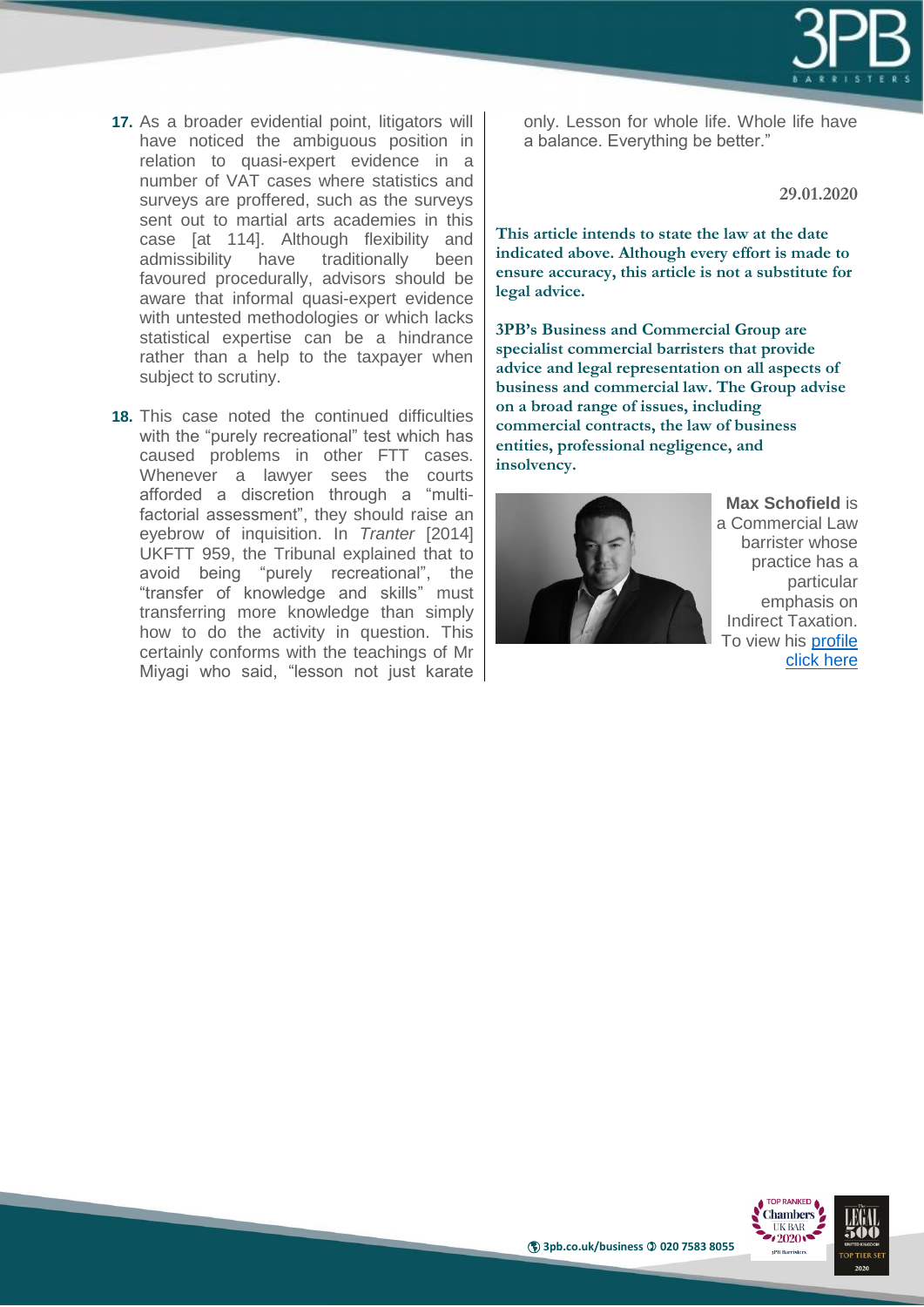17. As a broader evidential point, litigators will have noticed the ambiguous position in relation to quasi-expert evidence in a number of VAT cases where statistics and surveys are proffered, such as the surveys sent out to martial arts academies in this case [at 114]. Although flexibility and admissibility have traditionally been favoured procedurally, advisors should be aware that informal quasi-expert evidence with untested methodologies or which lacks statistical expertise can be a hindrance rather than a help to the taxpayer when subject to scrutiny.

18. This case noted the continued difficulties with the "purely recreational" test which has caused problems in other FTT cases. Whenever a lawyer sees the courts afforded a discretion through a "multi-factorial assessment", they should raise an eyebrow of inquisition. In *Tranter* [2014] UKFTT 959, the Tribunal explained that to avoid being "purely recreational", the "transfer of knowledge and skills" must transferring more knowledge than simply how to do the activity in question. This certainly conforms with the teachings of Mr Miyagi who said, "lesson not just karate only. Lesson for whole life. Whole life have a balance. Everything be better."

**29.01.2020**

**This article intends to state the law at the date indicated above. Although every effort is made to ensure accuracy, this article is not a substitute for legal advice.**

**3PB's Business and Commercial Group are specialist commercial barristers that provide advice and legal representation on all aspects of business and commercial law. The Group advise on a broad range of issues, including commercial contracts, the law of business entities, professional negligence, and insolvency.**

**Max Schofield** is a Commercial Law barrister whose practice has a particular emphasis on Indirect Taxation. To view his profile click here